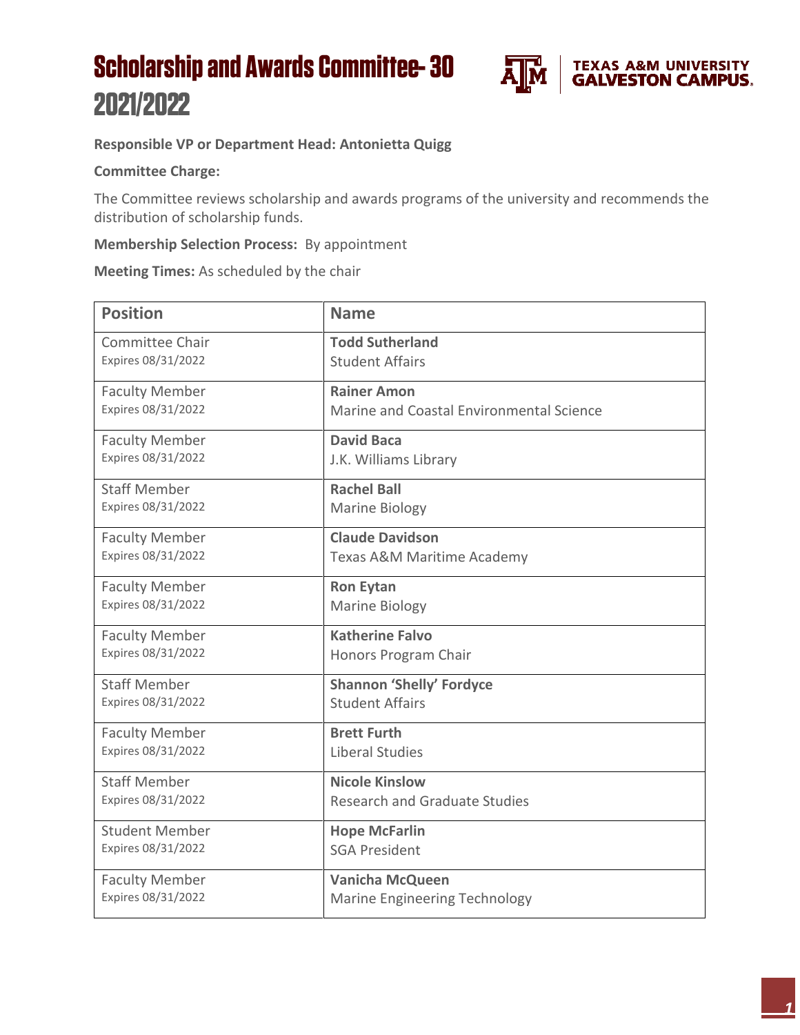# Scholarship and Awards Committee- 30 2021/2022

TEXAS A&M UNIVERSITY GALVESTON CAMPUS.

**Responsible VP or Department Head: Antonietta Quigg**

**Committee Charge:**

The Committee reviews scholarship and awards programs of the university and recommends the distribution of scholarship funds.

**Membership Selection Process:** By appointment

**Meeting Times:** As scheduled by the chair

| Position | Name |
|---|---|
| Committee Chair<br>Expires 08/31/2022 | **Todd Sutherland**<br>Student Affairs |
| Faculty Member<br>Expires 08/31/2022 | **Rainer Amon**<br>Marine and Coastal Environmental Science |
| Faculty Member<br>Expires 08/31/2022 | **David Baca**<br>J.K. Williams Library |
| Staff Member<br>Expires 08/31/2022 | **Rachel Ball**<br>Marine Biology |
| Faculty Member<br>Expires 08/31/2022 | **Claude Davidson**<br>Texas A&M Maritime Academy |
| Faculty Member<br>Expires 08/31/2022 | **Ron Eytan**<br>Marine Biology |
| Faculty Member<br>Expires 08/31/2022 | **Katherine Falvo**<br>Honors Program Chair |
| Staff Member<br>Expires 08/31/2022 | **Shannon 'Shelly' Fordyce**<br>Student Affairs |
| Faculty Member<br>Expires 08/31/2022 | **Brett Furth**<br>Liberal Studies |
| Staff Member<br>Expires 08/31/2022 | **Nicole Kinslow**<br>Research and Graduate Studies |
| Student Member<br>Expires 08/31/2022 | **Hope McFarlin**<br>SGA President |
| Faculty Member<br>Expires 08/31/2022 | **Vanicha McQueen**<br>Marine Engineering Technology |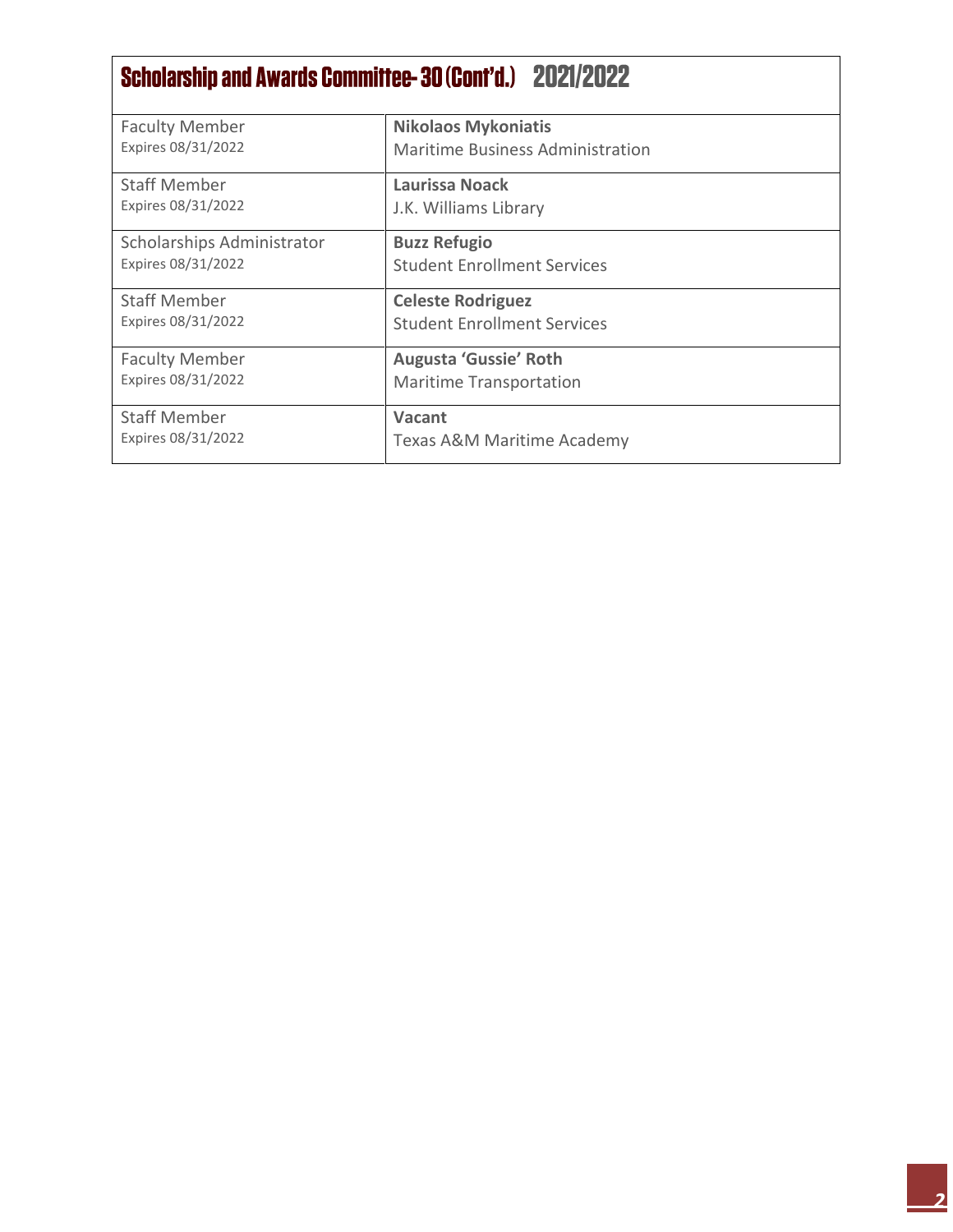## Scholarship and Awards Committee- 30 (Cont'd.) 2021/2022

| | |
|---|---|
| Faculty Member<br>Expires 08/31/2022 | **Nikolaos Mykoniatis**<br>Maritime Business Administration |
| Staff Member<br>Expires 08/31/2022 | **Laurissa Noack**<br>J.K. Williams Library |
| Scholarships Administrator<br>Expires 08/31/2022 | **Buzz Refugio**<br>Student Enrollment Services |
| Staff Member<br>Expires 08/31/2022 | **Celeste Rodriguez**<br>Student Enrollment Services |
| Faculty Member<br>Expires 08/31/2022 | **Augusta 'Gussie' Roth**<br>Maritime Transportation |
| Staff Member<br>Expires 08/31/2022 | **Vacant**<br>Texas A&M Maritime Academy |